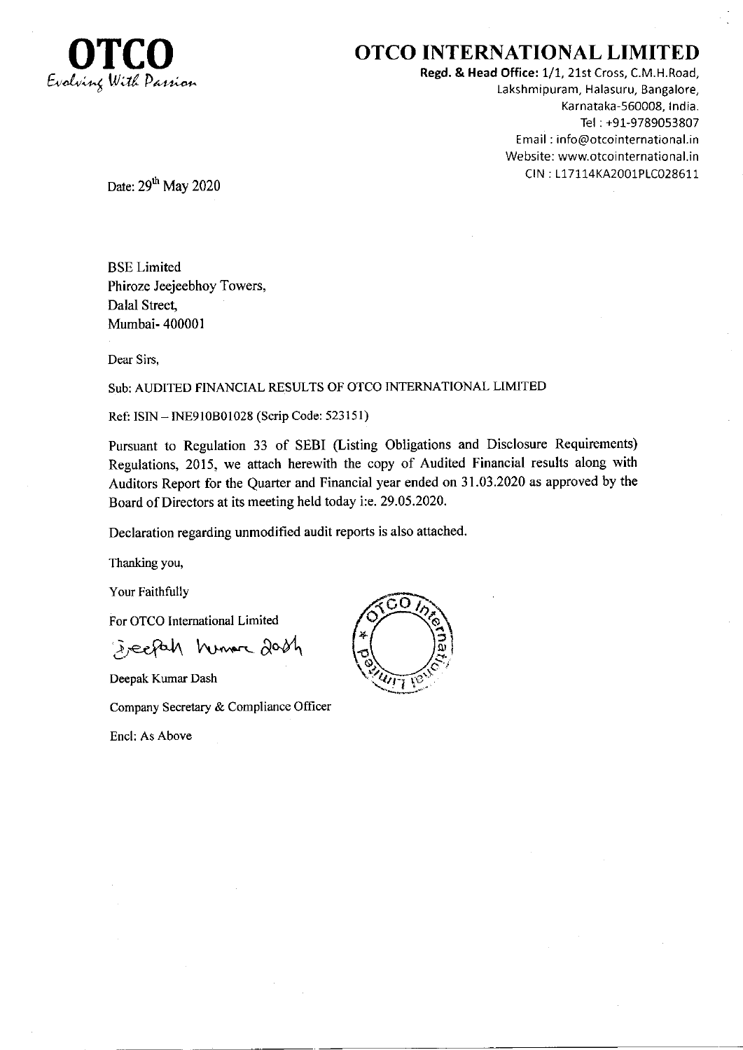**OTCO**
*Evolving With Passion*

# OTCO INTERNATIONAL LIMITED

**Regd. & Head Office:** 1/1, 21st Cross, C.M.H.Road,
Lakshmipuram, Halasuru, Bangalore,
Karnataka-560008, India.
Tel : +91-9789053807
Email : info@otcointernational.in
Website: www.otcointernational.in
CIN : L17114KA2001PLC028611

Date: 29th May 2020

BSE Limited
Phiroze Jeejeebhoy Towers,
Dalal Street,
Mumbai- 400001

Dear Sirs,

Sub: AUDITED FINANCIAL RESULTS OF OTCO INTERNATIONAL LIMITED

Ref: ISIN – INE910B01028 (Scrip Code: 523151)

Pursuant to Regulation 33 of SEBI (Listing Obligations and Disclosure Requirements) Regulations, 2015, we attach herewith the copy of Audited Financial results along with Auditors Report for the Quarter and Financial year ended on 31.03.2020 as approved by the Board of Directors at its meeting held today i:e. 29.05.2020.

Declaration regarding unmodified audit reports is also attached.

Thanking you,

Your Faithfully

For OTCO International Limited

Deepak Kumar Dash

Deepak Kumar Dash

Company Secretary & Compliance Officer

Encl: As Above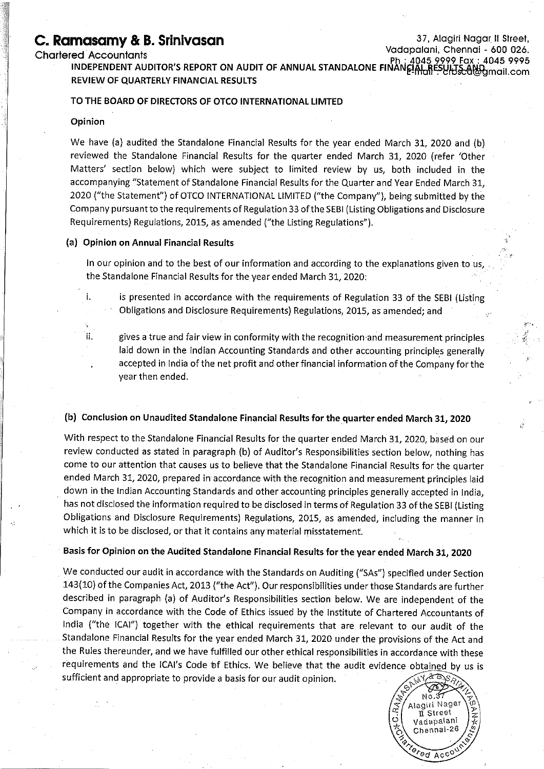# C. Ramasamy & B. Srinivasan

Chartered Accountants

37, Alagiri Nagar II Street,
Vadapalani, Chennai - 600 026.
Ph : 4045 9999 Fax : 4045 9995
E-mail : crbsca@gmail.com

## INDEPENDENT AUDITOR'S REPORT ON AUDIT OF ANNUAL STANDALONE FINANCIAL RESULTS AND REVIEW OF QUARTERLY FINANCIAL RESULTS

**TO THE BOARD OF DIRECTORS OF OTCO INTERNATIONAL LIMTED**

### Opinion

We have (a) audited the Standalone Financial Results for the year ended March 31, 2020 and (b) reviewed the Standalone Financial Results for the quarter ended March 31, 2020 (refer 'Other Matters' section below) which were subject to limited review by us, both included in the accompanying "Statement of Standalone Financial Results for the Quarter and Year Ended March 31, 2020 ("the Statement") of OTCO INTERNATIONAL LIMITED ("the Company"), being submitted by the Company pursuant to the requirements of Regulation 33 of the SEBI (Listing Obligations and Disclosure Requirements) Regulations, 2015, as amended ("the Listing Regulations").

### (a) Opinion on Annual Financial Results

In our opinion and to the best of our information and according to the explanations given to us, the Standalone Financial Results for the year ended March 31, 2020:

i. is presented in accordance with the requirements of Regulation 33 of the SEBI (Listing Obligations and Disclosure Requirements) Regulations, 2015, as amended; and

ii. gives a true and fair view in conformity with the recognition and measurement principles laid down in the Indian Accounting Standards and other accounting principles generally accepted in India of the net profit and other financial information of the Company for the year then ended.

### (b) Conclusion on Unaudited Standalone Financial Results for the quarter ended March 31, 2020

With respect to the Standalone Financial Results for the quarter ended March 31, 2020, based on our review conducted as stated in paragraph (b) of Auditor's Responsibilities section below, nothing has come to our attention that causes us to believe that the Standalone Financial Results for the quarter ended March 31, 2020, prepared in accordance with the recognition and measurement principles laid down in the Indian Accounting Standards and other accounting principles generally accepted in India, has not disclosed the information required to be disclosed in terms of Regulation 33 of the SEBI (Listing Obligations and Disclosure Requirements) Regulations, 2015, as amended, including the manner in which it is to be disclosed, or that it contains any material misstatement.

### Basis for Opinion on the Audited Standalone Financial Results for the year ended March 31, 2020

We conducted our audit in accordance with the Standards on Auditing ("SAs") specified under Section 143(10) of the Companies Act, 2013 ("the Act"). Our responsibilities under those Standards are further described in paragraph (a) of Auditor's Responsibilities section below. We are independent of the Company in accordance with the Code of Ethics issued by the Institute of Chartered Accountants of India ("the ICAI") together with the ethical requirements that are relevant to our audit of the Standalone Financial Results for the year ended March 31, 2020 under the provisions of the Act and the Rules thereunder, and we have fulfilled our other ethical responsibilities in accordance with these requirements and the ICAI's Code of Ethics. We believe that the audit evidence obtained by us is sufficient and appropriate to provide a basis for our audit opinion.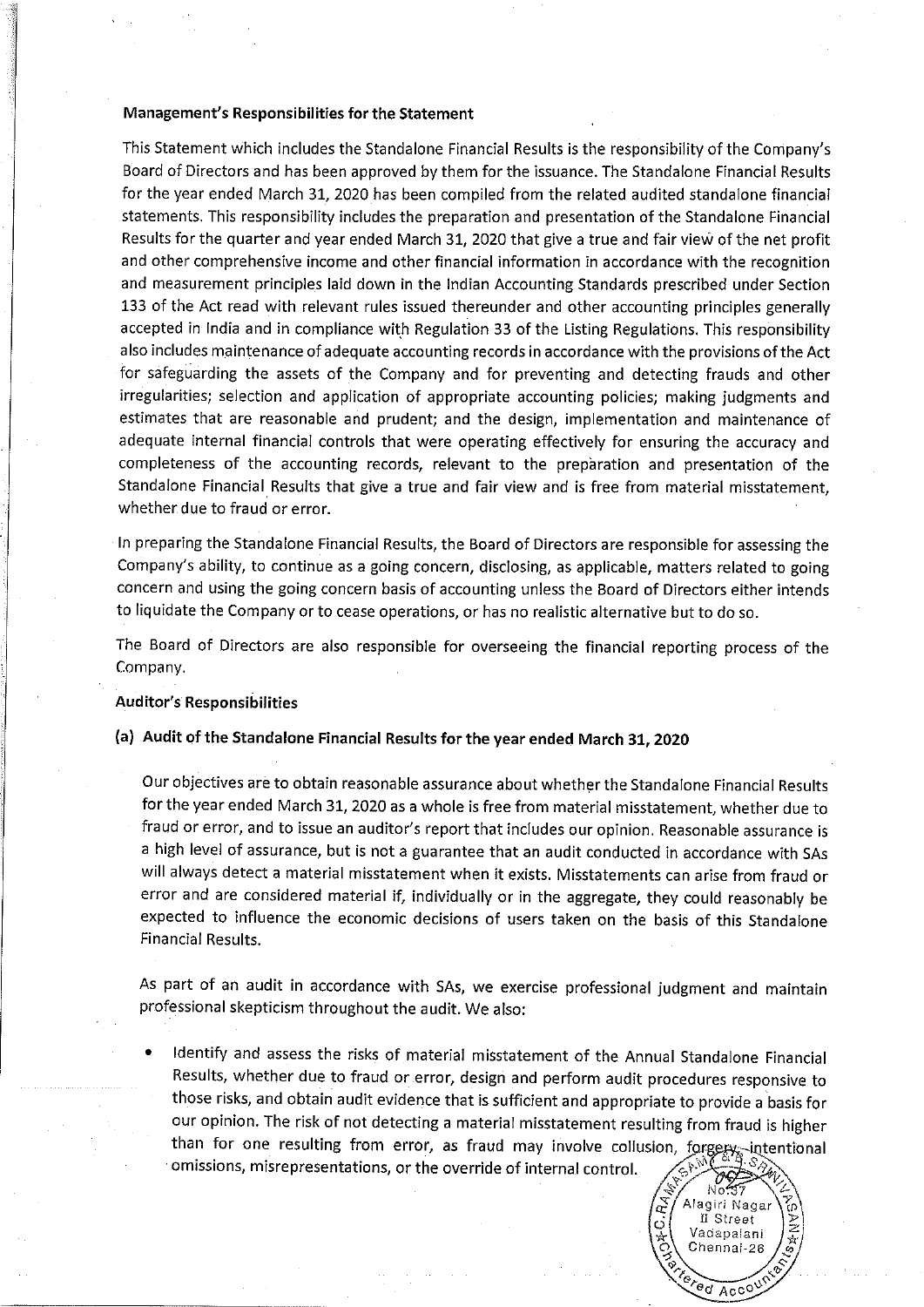**Management's Responsibilities for the Statement**

This Statement which includes the Standalone Financial Results is the responsibility of the Company's Board of Directors and has been approved by them for the issuance. The Standalone Financial Results for the year ended March 31, 2020 has been compiled from the related audited standalone financial statements. This responsibility includes the preparation and presentation of the Standalone Financial Results for the quarter and year ended March 31, 2020 that give a true and fair view of the net profit and other comprehensive income and other financial information in accordance with the recognition and measurement principles laid down in the Indian Accounting Standards prescribed under Section 133 of the Act read with relevant rules issued thereunder and other accounting principles generally accepted in India and in compliance with Regulation 33 of the Listing Regulations. This responsibility also includes maintenance of adequate accounting records in accordance with the provisions of the Act for safeguarding the assets of the Company and for preventing and detecting frauds and other irregularities; selection and application of appropriate accounting policies; making judgments and estimates that are reasonable and prudent; and the design, implementation and maintenance of adequate internal financial controls that were operating effectively for ensuring the accuracy and completeness of the accounting records, relevant to the preparation and presentation of the Standalone Financial Results that give a true and fair view and is free from material misstatement, whether due to fraud or error.

In preparing the Standalone Financial Results, the Board of Directors are responsible for assessing the Company's ability, to continue as a going concern, disclosing, as applicable, matters related to going concern and using the going concern basis of accounting unless the Board of Directors either intends to liquidate the Company or to cease operations, or has no realistic alternative but to do so.

The Board of Directors are also responsible for overseeing the financial reporting process of the Company.

**Auditor's Responsibilities**

**(a) Audit of the Standalone Financial Results for the year ended March 31, 2020**

Our objectives are to obtain reasonable assurance about whether the Standalone Financial Results for the year ended March 31, 2020 as a whole is free from material misstatement, whether due to fraud or error, and to issue an auditor's report that includes our opinion. Reasonable assurance is a high level of assurance, but is not a guarantee that an audit conducted in accordance with SAs will always detect a material misstatement when it exists. Misstatements can arise from fraud or error and are considered material if, individually or in the aggregate, they could reasonably be expected to influence the economic decisions of users taken on the basis of this Standalone Financial Results.

As part of an audit in accordance with SAs, we exercise professional judgment and maintain professional skepticism throughout the audit. We also:

- Identify and assess the risks of material misstatement of the Annual Standalone Financial Results, whether due to fraud or error, design and perform audit procedures responsive to those risks, and obtain audit evidence that is sufficient and appropriate to provide a basis for our opinion. The risk of not detecting a material misstatement resulting from fraud is higher than for one resulting from error, as fraud may involve collusion, forgery, intentional omissions, misrepresentations, or the override of internal control.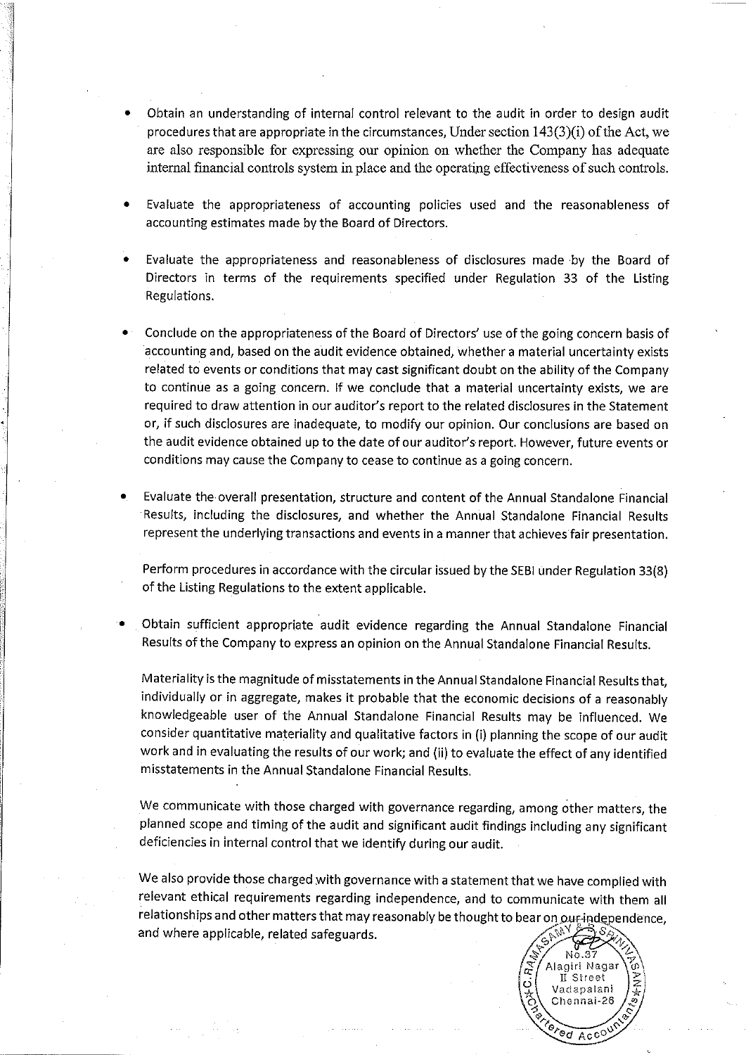- Obtain an understanding of internal control relevant to the audit in order to design audit procedures that are appropriate in the circumstances, Under section 143(3)(i) of the Act, we are also responsible for expressing our opinion on whether the Company has adequate internal financial controls system in place and the operating effectiveness of such controls.

- Evaluate the appropriateness of accounting policies used and the reasonableness of accounting estimates made by the Board of Directors.

- Evaluate the appropriateness and reasonableness of disclosures made by the Board of Directors in terms of the requirements specified under Regulation 33 of the Listing Regulations.

- Conclude on the appropriateness of the Board of Directors' use of the going concern basis of accounting and, based on the audit evidence obtained, whether a material uncertainty exists related to events or conditions that may cast significant doubt on the ability of the Company to continue as a going concern. If we conclude that a material uncertainty exists, we are required to draw attention in our auditor's report to the related disclosures in the Statement or, if such disclosures are inadequate, to modify our opinion. Our conclusions are based on the audit evidence obtained up to the date of our auditor's report. However, future events or conditions may cause the Company to cease to continue as a going concern.

- Evaluate the overall presentation, structure and content of the Annual Standalone Financial Results, including the disclosures, and whether the Annual Standalone Financial Results represent the underlying transactions and events in a manner that achieves fair presentation.

  Perform procedures in accordance with the circular issued by the SEBI under Regulation 33(8) of the Listing Regulations to the extent applicable.

- Obtain sufficient appropriate audit evidence regarding the Annual Standalone Financial Results of the Company to express an opinion on the Annual Standalone Financial Results.

  Materiality is the magnitude of misstatements in the Annual Standalone Financial Results that, individually or in aggregate, makes it probable that the economic decisions of a reasonably knowledgeable user of the Annual Standalone Financial Results may be influenced. We consider quantitative materiality and qualitative factors in (i) planning the scope of our audit work and in evaluating the results of our work; and (ii) to evaluate the effect of any identified misstatements in the Annual Standalone Financial Results.

  We communicate with those charged with governance regarding, among other matters, the planned scope and timing of the audit and significant audit findings including any significant deficiencies in internal control that we identify during our audit.

  We also provide those charged with governance with a statement that we have complied with relevant ethical requirements regarding independence, and to communicate with them all relationships and other matters that may reasonably be thought to bear on our independence, and where applicable, related safeguards.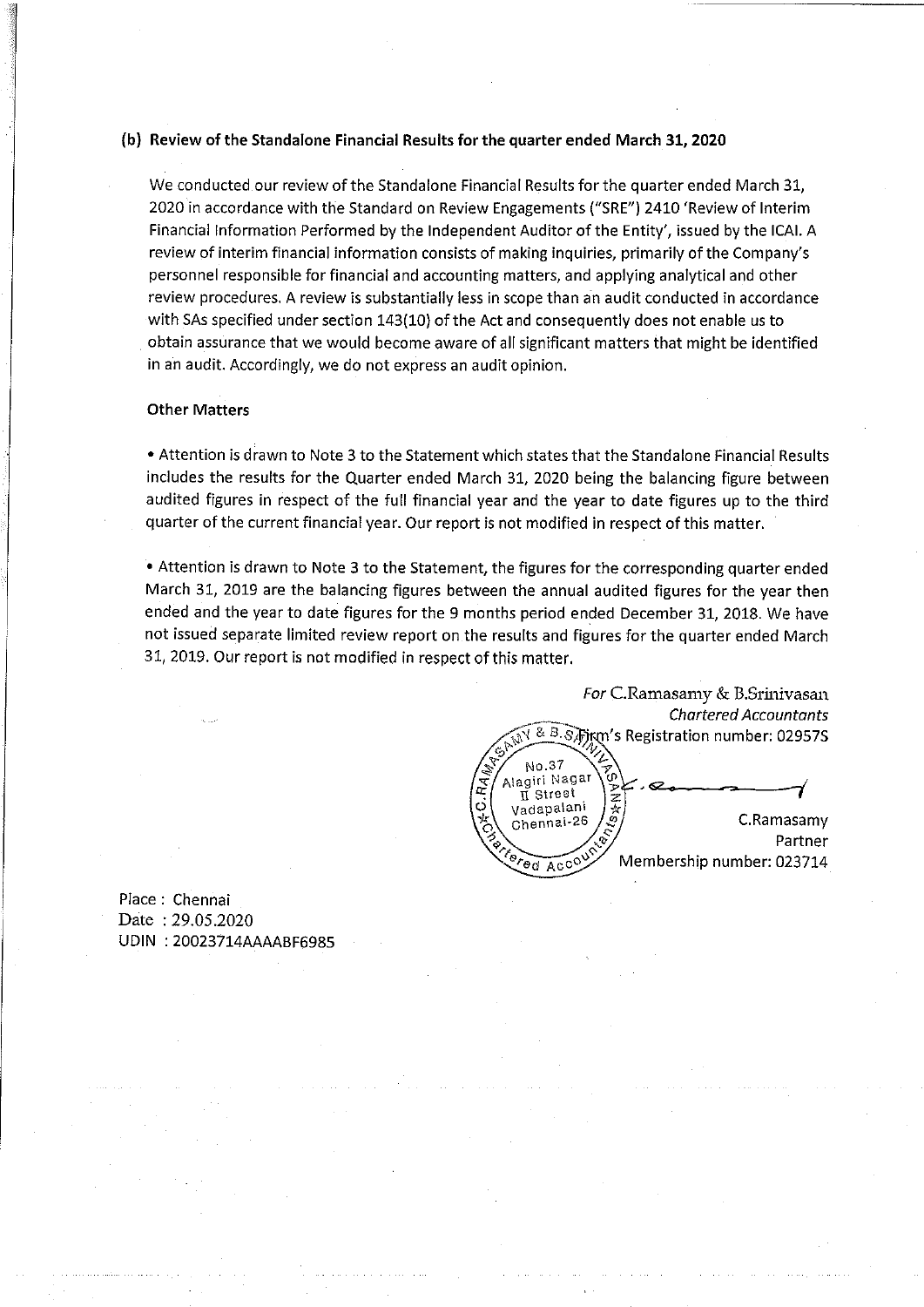### (b) Review of the Standalone Financial Results for the quarter ended March 31, 2020

We conducted our review of the Standalone Financial Results for the quarter ended March 31, 2020 in accordance with the Standard on Review Engagements ("SRE") 2410 'Review of Interim Financial Information Performed by the Independent Auditor of the Entity', issued by the ICAI. A review of interim financial information consists of making inquiries, primarily of the Company's personnel responsible for financial and accounting matters, and applying analytical and other review procedures. A review is substantially less in scope than an audit conducted in accordance with SAs specified under section 143(10) of the Act and consequently does not enable us to obtain assurance that we would become aware of all significant matters that might be identified in an audit. Accordingly, we do not express an audit opinion.

**Other Matters**

- Attention is drawn to Note 3 to the Statement which states that the Standalone Financial Results includes the results for the Quarter ended March 31, 2020 being the balancing figure between audited figures in respect of the full financial year and the year to date figures up to the third quarter of the current financial year. Our report is not modified in respect of this matter.

- Attention is drawn to Note 3 to the Statement, the figures for the corresponding quarter ended March 31, 2019 are the balancing figures between the annual audited figures for the year then ended and the year to date figures for the 9 months period ended December 31, 2018. We have not issued separate limited review report on the results and figures for the quarter ended March 31, 2019. Our report is not modified in respect of this matter.

*For* C.Ramasamy & B.Srinivasan
*Chartered Accountants*
Firm's Registration number: 02957S

C.Ramasamy
Partner
Membership number: 023714

Place : Chennai
Date : 29.05.2020
UDIN : 20023714AAAABF6985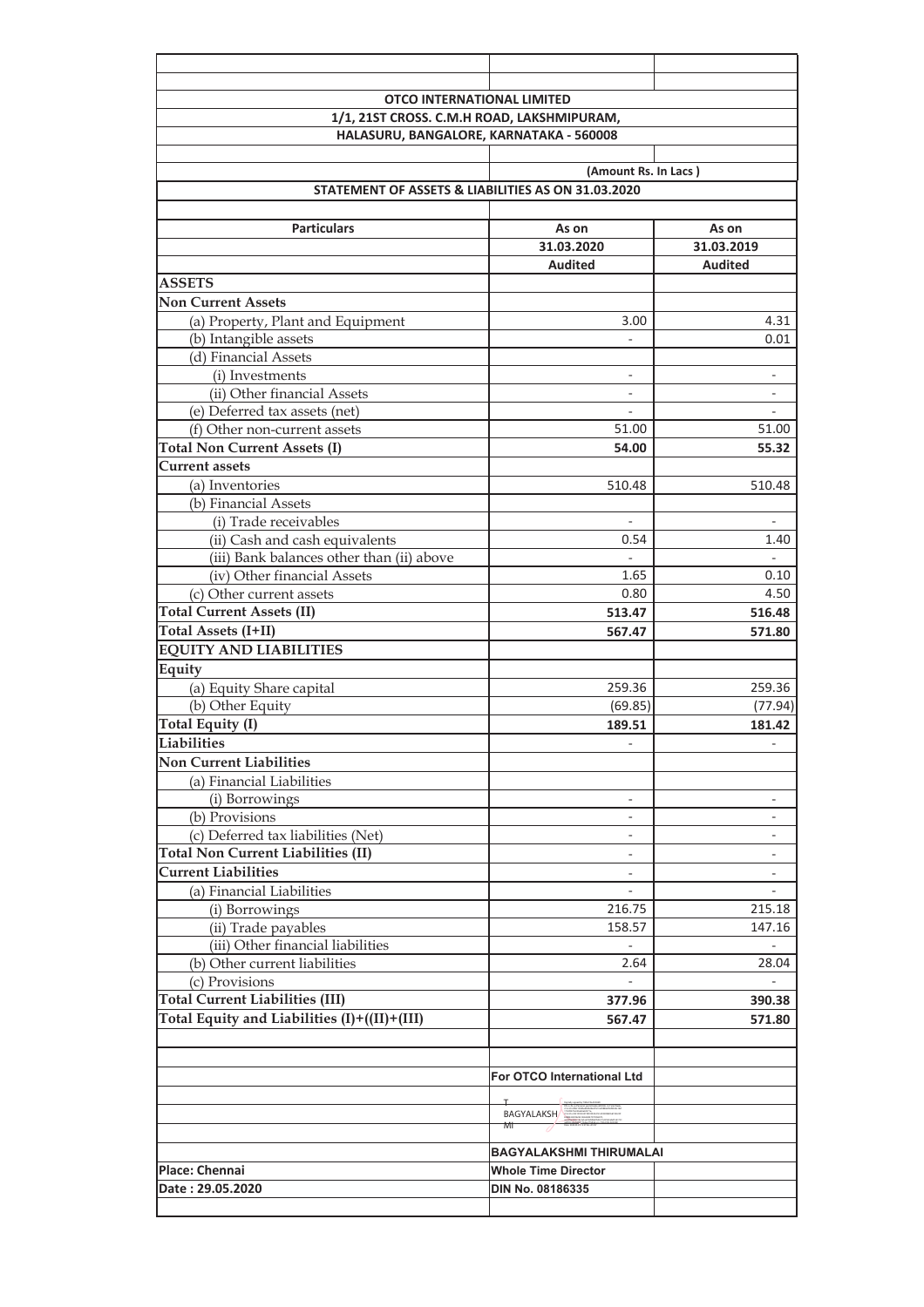**OTCO INTERNATIONAL LIMITED**

**1/1, 21ST CROSS. C.M.H ROAD, LAKSHMIPURAM,**

**HALASURU, BANGALORE, KARNATAKA - 560008**

**(Amount Rs. In Lacs )**

**STATEMENT OF ASSETS & LIABILITIES AS ON 31.03.2020**

| Particulars | As on 31.03.2020 Audited | As on 31.03.2019 Audited |
|---|---|---|
| **ASSETS** | | |
| **Non Current Assets** | | |
| (a) Property, Plant and Equipment | 3.00 | 4.31 |
| (b) Intangible assets | - | 0.01 |
| (d) Financial Assets | | |
| (i) Investments | - | - |
| (ii) Other financial Assets | - | - |
| (e) Deferred tax assets (net) | - | - |
| (f) Other non-current assets | 51.00 | 51.00 |
| **Total Non Current Assets (I)** | **54.00** | **55.32** |
| **Current assets** | | |
| (a) Inventories | 510.48 | 510.48 |
| (b) Financial Assets | | |
| (i) Trade receivables | - | - |
| (ii) Cash and cash equivalents | 0.54 | 1.40 |
| (iii) Bank balances other than (ii) above | - | - |
| (iv) Other financial Assets | 1.65 | 0.10 |
| (c) Other current assets | 0.80 | 4.50 |
| **Total Current Assets (II)** | **513.47** | **516.48** |
| **Total Assets (I+II)** | **567.47** | **571.80** |
| **EQUITY AND LIABILITIES** | | |
| **Equity** | | |
| (a) Equity Share capital | 259.36 | 259.36 |
| (b) Other Equity | (69.85) | (77.94) |
| **Total Equity (I)** | **189.51** | **181.42** |
| **Liabilities** | - | - |
| **Non Current Liabilities** | | |
| (a) Financial Liabilities | | |
| (i) Borrowings | - | - |
| (b) Provisions | - | - |
| (c) Deferred tax liabilities (Net) | - | - |
| **Total Non Current Liabilities (II)** | - | - |
| **Current Liabilities** | - | - |
| (a) Financial Liabilities | - | - |
| (i) Borrowings | 216.75 | 215.18 |
| (ii) Trade payables | 158.57 | 147.16 |
| (iii) Other financial liabilities | - | - |
| (b) Other current liabilities | 2.64 | 28.04 |
| (c) Provisions | - | - |
| **Total Current Liabilities (III)** | **377.96** | **390.38** |
| **Total Equity and Liabilities (I)+((II)+(III)** | **567.47** | **571.80** |

**For OTCO International Ltd**

T BAGYALAKSHMI

**BAGYALAKSHMI THIRUMALAI**

**Whole Time Director**

**DIN No. 08186335**

**Place: Chennai**

**Date : 29.05.2020**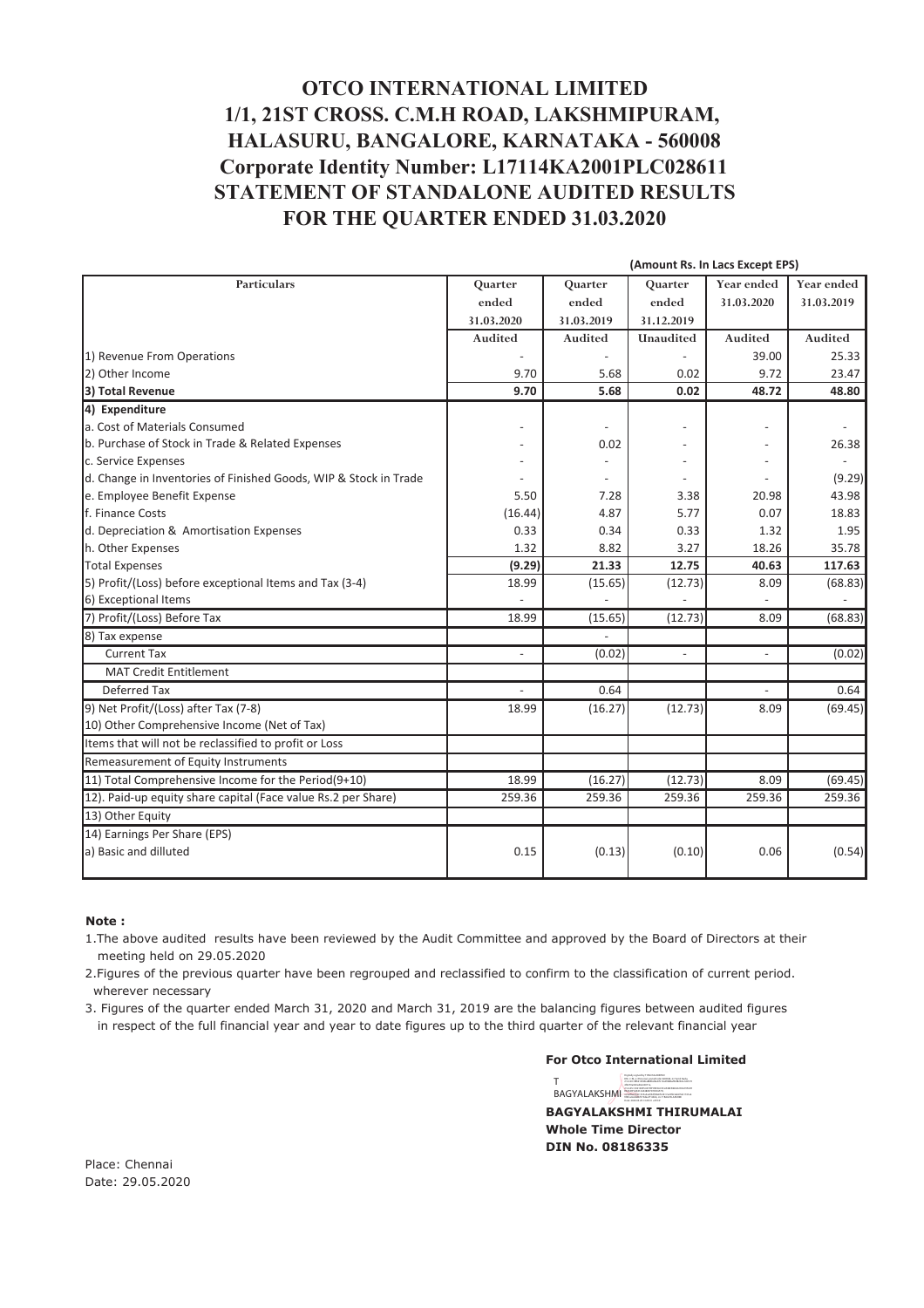# OTCO INTERNATIONAL LIMITED
# 1/1, 21ST CROSS. C.M.H ROAD, LAKSHMIPURAM, HALASURU, BANGALORE, KARNATAKA - 560008
# Corporate Identity Number: L17114KA2001PLC028611
# STATEMENT OF STANDALONE AUDITED RESULTS FOR THE QUARTER ENDED 31.03.2020

**(Amount Rs. In Lacs Except EPS)**

| Particulars | Quarter ended 31.03.2020 | Quarter ended 31.03.2019 | Quarter ended 31.12.2019 | Year ended 31.03.2020 | Year ended 31.03.2019 |
|---|---|---|---|---|---|
| | Audited | Audited | Unaudited | Audited | Audited |
| 1) Revenue From Operations | - | - | - | 39.00 | 25.33 |
| 2) Other Income | 9.70 | 5.68 | 0.02 | 9.72 | 23.47 |
| **3) Total Revenue** | **9.70** | **5.68** | **0.02** | **48.72** | **48.80** |
| **4) Expenditure** | | | | | |
| a. Cost of Materials Consumed | - | - | - | - | - |
| b. Purchase of Stock in Trade & Related Expenses | - | 0.02 | - | - | 26.38 |
| c. Service Expenses | - | - | - | - | - |
| d. Change in Inventories of Finished Goods, WIP & Stock in Trade | - | - | - | - | (9.29) |
| e. Employee Benefit Expense | 5.50 | 7.28 | 3.38 | 20.98 | 43.98 |
| f. Finance Costs | (16.44) | 4.87 | 5.77 | 0.07 | 18.83 |
| d. Depreciation & Amortisation Expenses | 0.33 | 0.34 | 0.33 | 1.32 | 1.95 |
| h. Other Expenses | 1.32 | 8.82 | 3.27 | 18.26 | 35.78 |
| Total Expenses | **(9.29)** | **21.33** | **12.75** | **40.63** | **117.63** |
| 5) Profit/(Loss) before exceptional Items and Tax (3-4) | 18.99 | (15.65) | (12.73) | 8.09 | (68.83) |
| 6) Exceptional Items | - | - | - | - | - |
| 7) Profit/(Loss) Before Tax | 18.99 | (15.65) | (12.73) | 8.09 | (68.83) |
| 8) Tax expense | | - | | | |
| Current Tax | - | (0.02) | - | - | (0.02) |
| MAT Credit Entitlement | | | | | |
| Deferred Tax | - | 0.64 | | - | 0.64 |
| 9) Net Profit/(Loss) after Tax (7-8) | 18.99 | (16.27) | (12.73) | 8.09 | (69.45) |
| 10) Other Comprehensive Income (Net of Tax) | | | | | |
| Items that will not be reclassified to profit or Loss | | | | | |
| Remeasurement of Equity Instruments | | | | | |
| 11) Total Comprehensive Income for the Period(9+10) | 18.99 | (16.27) | (12.73) | 8.09 | (69.45) |
| 12). Paid-up equity share capital (Face value Rs.2 per Share) | 259.36 | 259.36 | 259.36 | 259.36 | 259.36 |
| 13) Other Equity | | | | | |
| 14) Earnings Per Share (EPS) | | | | | |
| a) Basic and dilluted | 0.15 | (0.13) | (0.10) | 0.06 | (0.54) |

**Note :**

1. The above audited results have been reviewed by the Audit Committee and approved by the Board of Directors at their meeting held on 29.05.2020
2. Figures of the previous quarter have been regrouped and reclassified to confirm to the classification of current period. wherever necessary
3. Figures of the quarter ended March 31, 2020 and March 31, 2019 are the balancing figures between audited figures in respect of the full financial year and year to date figures up to the third quarter of the relevant financial year

**For Otco International Limited**

T BAGYALAKSHMI

**BAGYALAKSHMI THIRUMALAI**
**Whole Time Director**
**DIN No. 08186335**

Place: Chennai
Date: 29.05.2020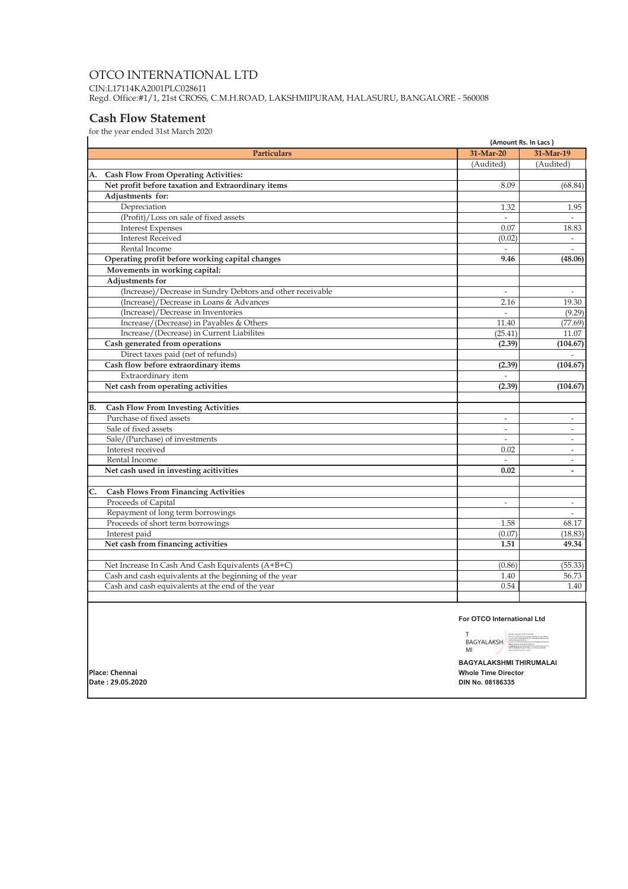# OTCO INTERNATIONAL LTD

CIN:L17114KA2001PLC028611

Regd. Office:#1/1, 21st CROSS, C.M.H.ROAD, LAKSHMIPURAM, HALASURU, BANGALORE - 560008

## Cash Flow Statement

for the year ended 31st March 2020

(Amount Rs. In Lacs )

| Particulars | 31-Mar-20 | 31-Mar-19 |
|---|---|---|
| | (Audited) | (Audited) |
| **A. Cash Flow From Operating Activities:** | | |
| **Net profit before taxation and Extraordinary items** | 8.09 | (68.84) |
| **Adjustments for:** | | |
| Depreciation | 1.32 | 1.95 |
| (Profit)/Loss on sale of fixed assets | - | - |
| Interest Expenses | 0.07 | 18.83 |
| Interest Received | (0.02) | - |
| Rental Income | - | - |
| **Operating profit before working capital changes** | **9.46** | **(48.06)** |
| **Movements in working capital:** | | |
| **Adjustments for** | | |
| (Increase)/Decrease in Sundry Debtors and other receivable | - | - |
| (Increase)/Decrease in Loans & Advances | 2.16 | 19.30 |
| (Increase)/Decrease in Inventories | - | (9.29) |
| Increase/(Decrease) in Payables & Others | 11.40 | (77.69) |
| Increase/(Decrease) in Current Liabilites | (25.41) | 11.07 |
| **Cash generated from operations** | **(2.39)** | **(104.67)** |
| Direct taxes paid (net of refunds) | | - |
| **Cash flow before extraordinary items** | **(2.39)** | **(104.67)** |
| Extraordinary item | - | |
| **Net cash from operating activities** | **(2.39)** | **(104.67)** |
| | | |
| **B. Cash Flow From Investing Activities** | | |
| Purchase of fixed assets | - | - |
| Sale of fixed assets | - | - |
| Sale/(Purchase) of investments | - | - |
| Interest received | 0.02 | - |
| Rental Income | - | - |
| **Net cash used in investing acitivities** | **0.02** | **-** |
| | | |
| **C. Cash Flows From Financing Activities** | | |
| Proceeds of Capital | - | - |
| Repayment of long term borrowings | | - |
| Proceeds of short term borrowings | 1.58 | 68.17 |
| Interest paid | (0.07) | (18.83) |
| **Net cash from financing activities** | **1.51** | **49.34** |
| | | |
| Net Increase In Cash And Cash Equivalents (A+B+C) | (0.86) | (55.33) |
| Cash and cash equivalents at the beginning of the year | 1.40 | 56.73 |
| Cash and cash equivalents at the end of the year | 0.54 | 1.40 |

**For OTCO International Ltd**

T BAGYALAKSHMI

**BAGYALAKSHMI THIRUMALAI**
**Whole Time Director**
**DIN No. 08186335**

**Place: Chennai**
**Date : 29.05.2020**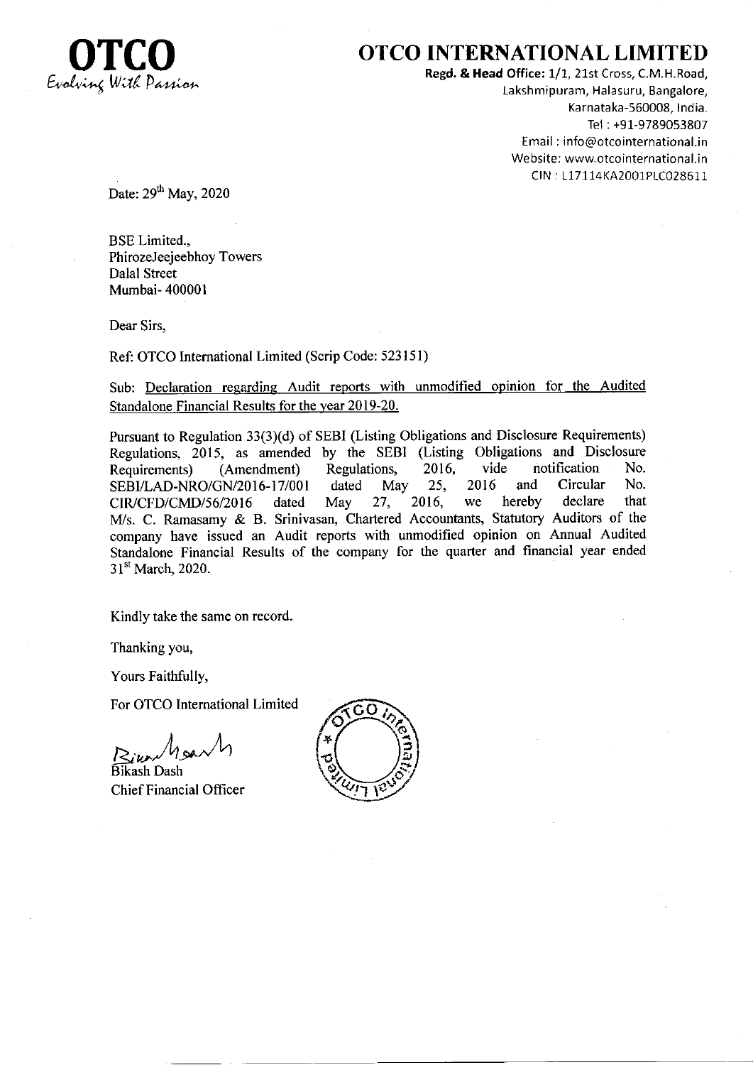**OTCO**
*Evolving With Passion*

# OTCO INTERNATIONAL LIMITED

**Regd. & Head Office:** 1/1, 21st Cross, C.M.H.Road,
Lakshmipuram, Halasuru, Bangalore,
Karnataka-560008, India.
Tel : +91-9789053807
Email : info@otcointernational.in
Website: www.otcointernational.in
CIN : L17114KA2001PLC028611

Date: 29th May, 2020

BSE Limited.,
PhirozeJeejeebhoy Towers
Dalal Street
Mumbai- 400001

Dear Sirs,

Ref: OTCO International Limited (Scrip Code: 523151)

Sub: Declaration regarding Audit reports with unmodified opinion for the Audited Standalone Financial Results for the year 2019-20.

Pursuant to Regulation 33(3)(d) of SEBI (Listing Obligations and Disclosure Requirements) Regulations, 2015, as amended by the SEBI (Listing Obligations and Disclosure Requirements) (Amendment) Regulations, 2016, vide notification No. SEBI/LAD-NRO/GN/2016-17/001 dated May 25, 2016 and Circular No. CIR/CFD/CMD/56/2016 dated May 27, 2016, we hereby declare that M/s. C. Ramasamy & B. Srinivasan, Chartered Accountants, Statutory Auditors of the company have issued an Audit reports with unmodified opinion on Annual Audited Standalone Financial Results of the company for the quarter and financial year ended 31st March, 2020.

Kindly take the same on record.

Thanking you,

Yours Faithfully,

For OTCO International Limited

Bikash Dash
Chief Financial Officer